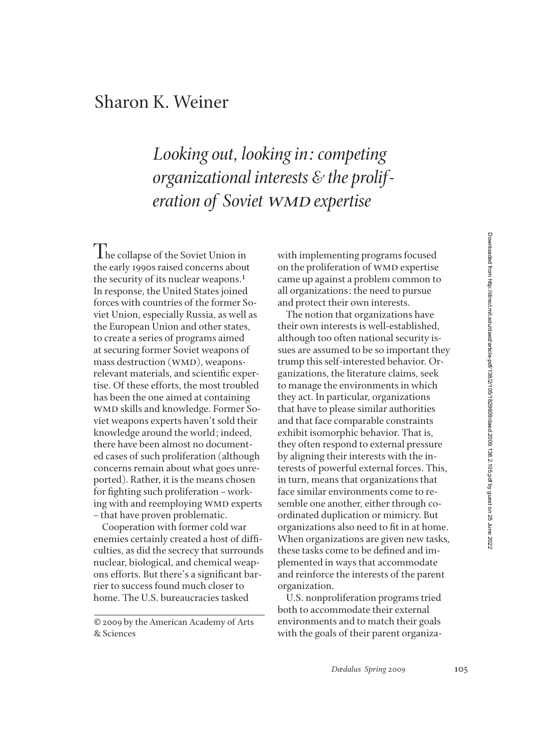# Sharon K. Weiner

## *Looking out, looking in: competing organizational interests & the proliferation of Soviet WMD expertise*

The collapse of the Soviet Union in the early 1990s raised concerns about the security of its nuclear weapons.[1] In response, the United States joined forces with countries of the former Soviet Union, especially Russia, as well as the European Union and other states, to create a series of programs aimed at securing former Soviet weapons of mass destruction (WMD), weapons-relevant materials, and scientific expertise. Of these efforts, the most troubled has been the one aimed at containing WMD skills and knowledge. Former Soviet weapons experts haven't sold their knowledge around the world; indeed, there have been almost no documented cases of such proliferation (although concerns remain about what goes unreported). Rather, it is the means chosen for fighting such proliferation – working with and reemploying WMD experts – that have proven problematic.

Cooperation with former cold war enemies certainly created a host of difficulties, as did the secrecy that surrounds nuclear, biological, and chemical weapons efforts. But there's a significant barrier to success found much closer to home. The U.S. bureaucracies tasked with implementing programs focused on the proliferation of WMD expertise came up against a problem common to all organizations: the need to pursue and protect their own interests.

The notion that organizations have their own interests is well-established, although too often national security issues are assumed to be so important they trump this self-interested behavior. Organizations, the literature claims, seek to manage the environments in which they act. In particular, organizations that have to please similar authorities and that face comparable constraints exhibit isomorphic behavior. That is, they often respond to external pressure by aligning their interests with the interests of powerful external forces. This, in turn, means that organizations that face similar environments come to resemble one another, either through coordinated duplication or mimicry. But organizations also need to fit in at home. When organizations are given new tasks, these tasks come to be defined and implemented in ways that accommodate and reinforce the interests of the parent organization.

U.S. nonproliferation programs tried both to accommodate their external environments and to match their goals with the goals of their parent organiza-

© 2009 by the American Academy of Arts & Sciences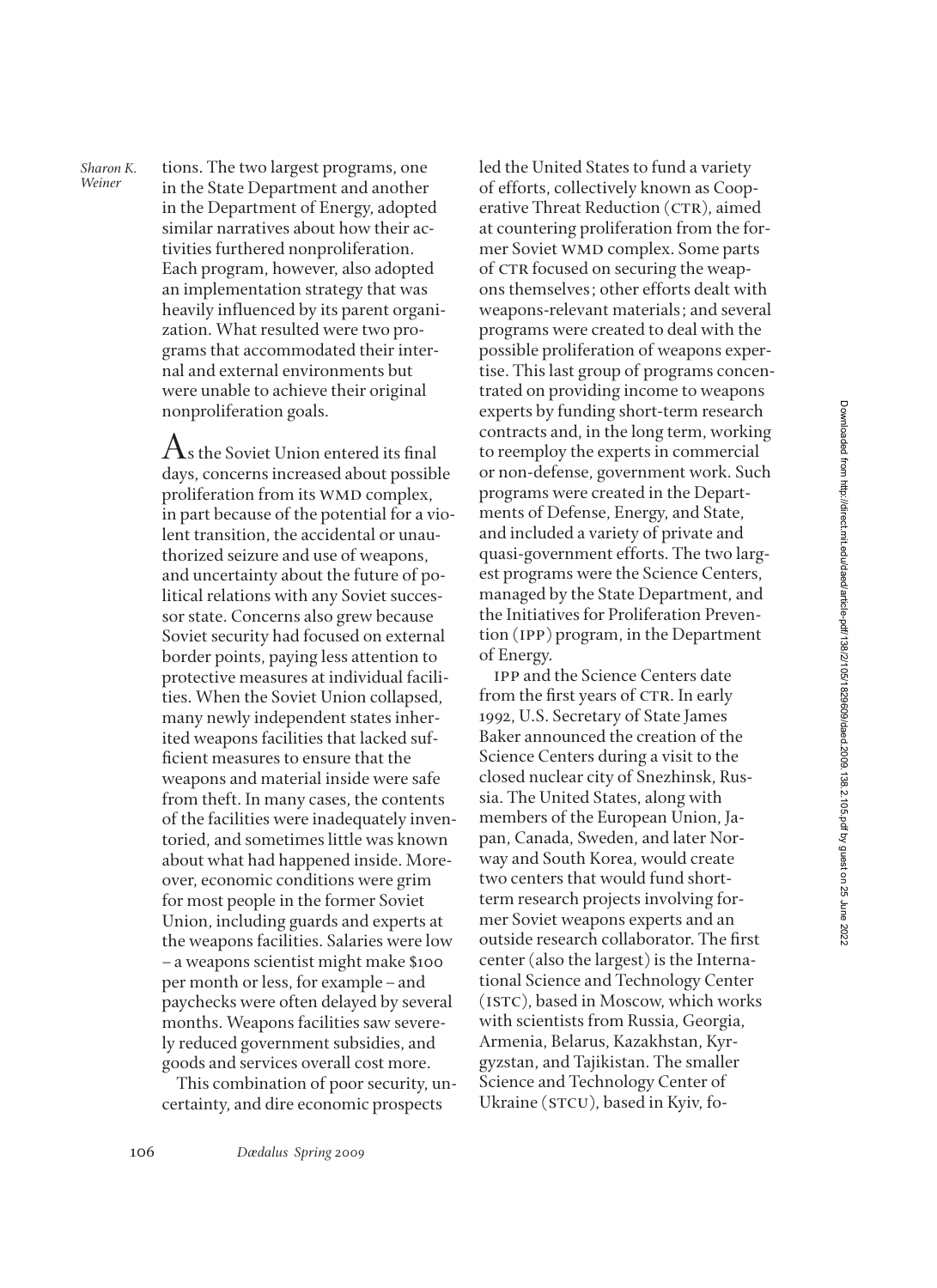tions. The two largest programs, one in the State Department and another in the Department of Energy, adopted similar narratives about how their activities furthered nonproliferation. Each program, however, also adopted an implementation strategy that was heavily influenced by its parent organization. What resulted were two programs that accommodated their internal and external environments but were unable to achieve their original nonproliferation goals.

As the Soviet Union entered its final days, concerns increased about possible proliferation from its WMD complex, in part because of the potential for a violent transition, the accidental or unauthorized seizure and use of weapons, and uncertainty about the future of political relations with any Soviet successor state. Concerns also grew because Soviet security had focused on external border points, paying less attention to protective measures at individual facilities. When the Soviet Union collapsed, many newly independent states inherited weapons facilities that lacked sufficient measures to ensure that the weapons and material inside were safe from theft. In many cases, the contents of the facilities were inadequately inventoried, and sometimes little was known about what had happened inside. Moreover, economic conditions were grim for most people in the former Soviet Union, including guards and experts at the weapons facilities. Salaries were low – a weapons scientist might make $100 per month or less, for example – and paychecks were often delayed by several months. Weapons facilities saw severely reduced government subsidies, and goods and services overall cost more.

This combination of poor security, uncertainty, and dire economic prospects led the United States to fund a variety of efforts, collectively known as Cooperative Threat Reduction (CTR), aimed at countering proliferation from the former Soviet WMD complex. Some parts of CTR focused on securing the weapons themselves; other efforts dealt with weapons-relevant materials; and several programs were created to deal with the possible proliferation of weapons expertise. This last group of programs concentrated on providing income to weapons experts by funding short-term research contracts and, in the long term, working to reemploy the experts in commercial or non-defense, government work. Such programs were created in the Departments of Defense, Energy, and State, and included a variety of private and quasi-government efforts. The two largest programs were the Science Centers, managed by the State Department, and the Initiatives for Proliferation Prevention (IPP) program, in the Department of Energy.

IPP and the Science Centers date from the first years of CTR. In early 1992, U.S. Secretary of State James Baker announced the creation of the Science Centers during a visit to the closed nuclear city of Snezhinsk, Russia. The United States, along with members of the European Union, Japan, Canada, Sweden, and later Norway and South Korea, would create two centers that would fund short-term research projects involving former Soviet weapons experts and an outside research collaborator. The first center (also the largest) is the International Science and Technology Center (ISTC), based in Moscow, which works with scientists from Russia, Georgia, Armenia, Belarus, Kazakhstan, Kyrgyzstan, and Tajikistan. The smaller Science and Technology Center of Ukraine (STCU), based in Kyiv, fo-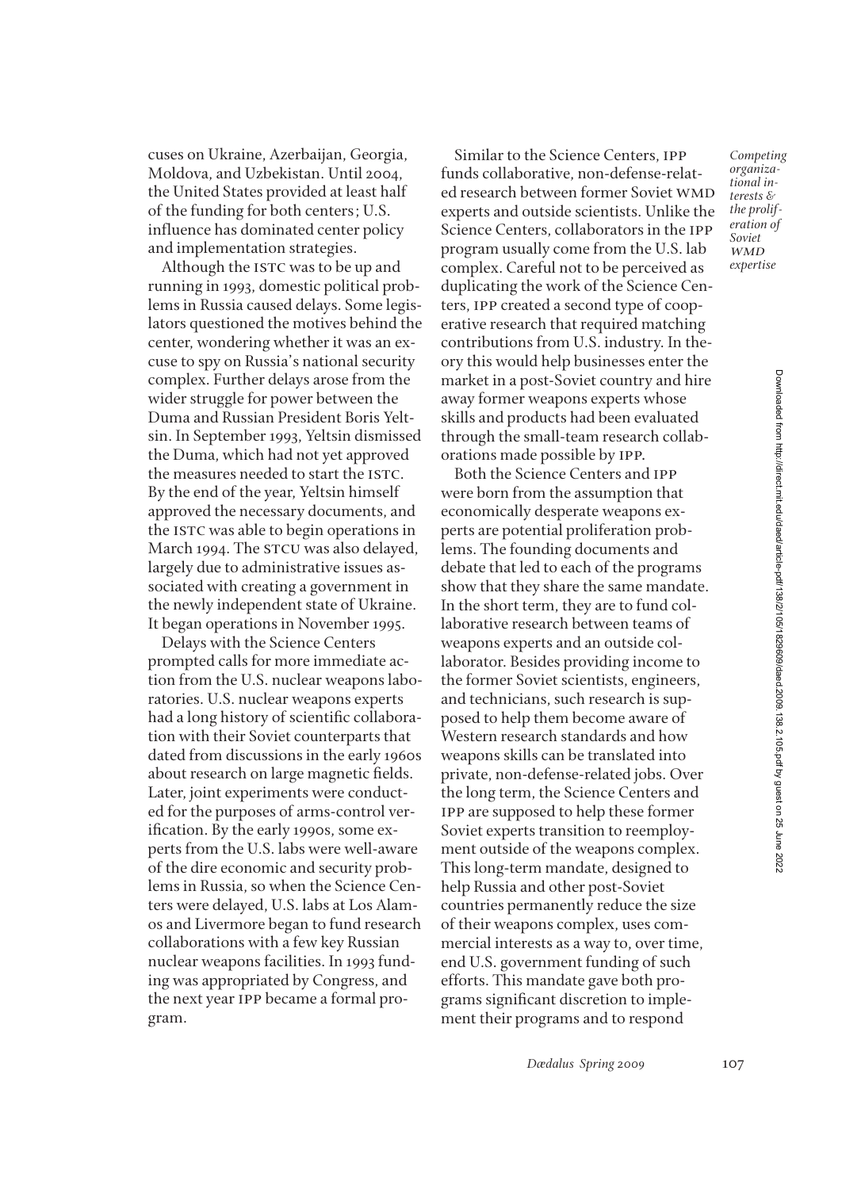cuses on Ukraine, Azerbaijan, Georgia, Moldova, and Uzbekistan. Until 2004, the United States provided at least half of the funding for both centers; U.S. influence has dominated center policy and implementation strategies.

Although the ISTC was to be up and running in 1993, domestic political problems in Russia caused delays. Some legislators questioned the motives behind the center, wondering whether it was an excuse to spy on Russia's national security complex. Further delays arose from the wider struggle for power between the Duma and Russian President Boris Yeltsin. In September 1993, Yeltsin dismissed the Duma, which had not yet approved the measures needed to start the ISTC. By the end of the year, Yeltsin himself approved the necessary documents, and the ISTC was able to begin operations in March 1994. The STCU was also delayed, largely due to administrative issues associated with creating a government in the newly independent state of Ukraine. It began operations in November 1995.

Delays with the Science Centers prompted calls for more immediate action from the U.S. nuclear weapons laboratories. U.S. nuclear weapons experts had a long history of scientific collaboration with their Soviet counterparts that dated from discussions in the early 1960s about research on large magnetic fields. Later, joint experiments were conducted for the purposes of arms-control verification. By the early 1990s, some experts from the U.S. labs were well-aware of the dire economic and security problems in Russia, so when the Science Centers were delayed, U.S. labs at Los Alamos and Livermore began to fund research collaborations with a few key Russian nuclear weapons facilities. In 1993 funding was appropriated by Congress, and the next year IPP became a formal program.

Similar to the Science Centers, IPP funds collaborative, non-defense-related research between former Soviet WMD experts and outside scientists. Unlike the Science Centers, collaborators in the IPP program usually come from the U.S. lab complex. Careful not to be perceived as duplicating the work of the Science Centers, IPP created a second type of cooperative research that required matching contributions from U.S. industry. In theory this would help businesses enter the market in a post-Soviet country and hire away former weapons experts whose skills and products had been evaluated through the small-team research collaborations made possible by IPP.

Both the Science Centers and IPP were born from the assumption that economically desperate weapons experts are potential proliferation problems. The founding documents and debate that led to each of the programs show that they share the same mandate. In the short term, they are to fund collaborative research between teams of weapons experts and an outside collaborator. Besides providing income to the former Soviet scientists, engineers, and technicians, such research is supposed to help them become aware of Western research standards and how weapons skills can be translated into private, non-defense-related jobs. Over the long term, the Science Centers and IPP are supposed to help these former Soviet experts transition to reemployment outside of the weapons complex. This long-term mandate, designed to help Russia and other post-Soviet countries permanently reduce the size of their weapons complex, uses commercial interests as a way to, over time, end U.S. government funding of such efforts. This mandate gave both programs significant discretion to implement their programs and to respond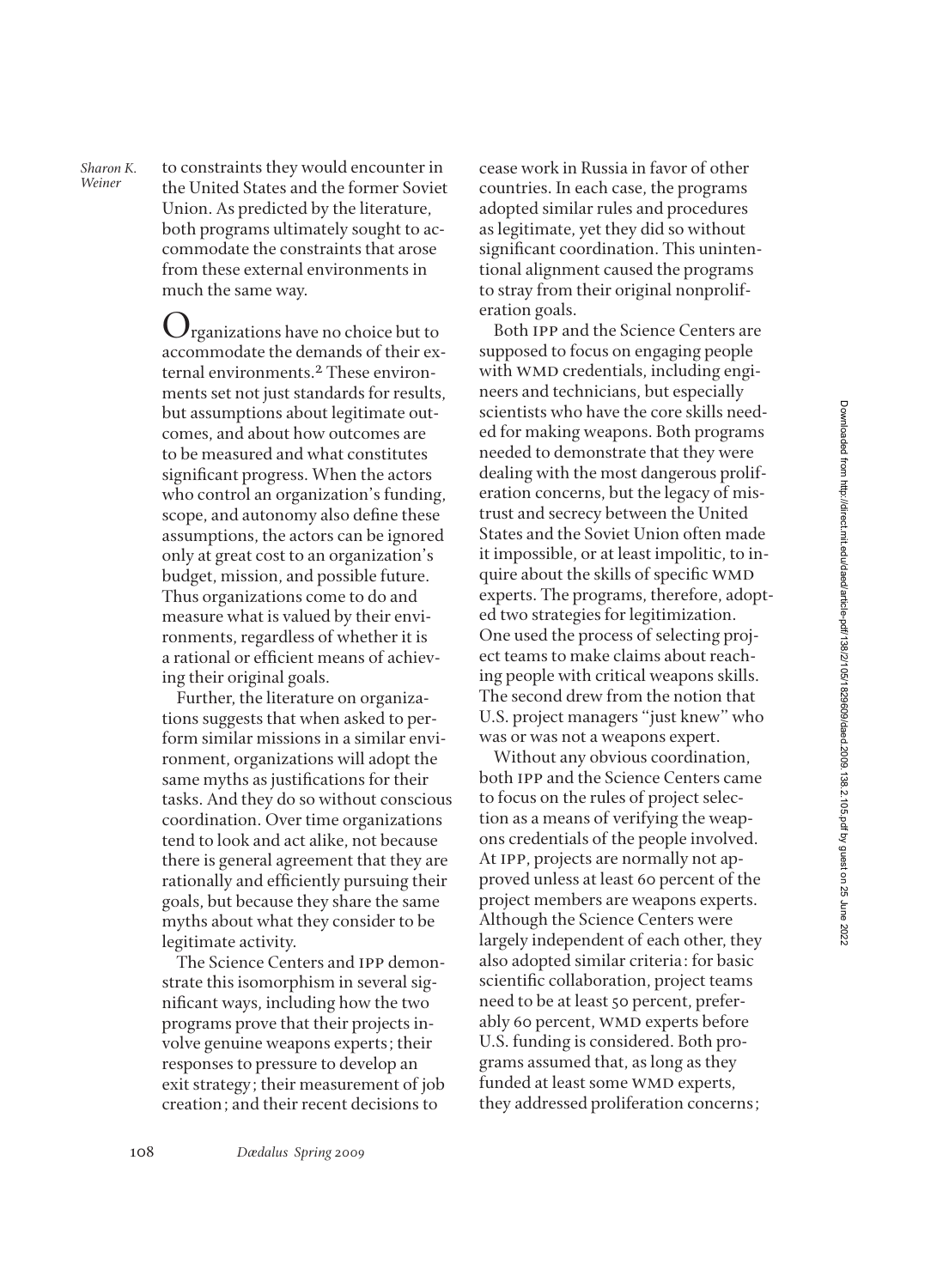to constraints they would encounter in the United States and the former Soviet Union. As predicted by the literature, both programs ultimately sought to accommodate the constraints that arose from these external environments in much the same way.

Organizations have no choice but to accommodate the demands of their external environments.[2] These environments set not just standards for results, but assumptions about legitimate outcomes, and about how outcomes are to be measured and what constitutes significant progress. When the actors who control an organization's funding, scope, and autonomy also define these assumptions, the actors can be ignored only at great cost to an organization's budget, mission, and possible future. Thus organizations come to do and measure what is valued by their environments, regardless of whether it is a rational or efficient means of achieving their original goals.

Further, the literature on organizations suggests that when asked to perform similar missions in a similar environment, organizations will adopt the same myths as justifications for their tasks. And they do so without conscious coordination. Over time organizations tend to look and act alike, not because there is general agreement that they are rationally and efficiently pursuing their goals, but because they share the same myths about what they consider to be legitimate activity.

The Science Centers and IPP demonstrate this isomorphism in several significant ways, including how the two programs prove that their projects involve genuine weapons experts; their responses to pressure to develop an exit strategy; their measurement of job creation; and their recent decisions to cease work in Russia in favor of other countries. In each case, the programs adopted similar rules and procedures as legitimate, yet they did so without significant coordination. This unintentional alignment caused the programs to stray from their original nonproliferation goals.

Both IPP and the Science Centers are supposed to focus on engaging people with WMD credentials, including engineers and technicians, but especially scientists who have the core skills needed for making weapons. Both programs needed to demonstrate that they were dealing with the most dangerous proliferation concerns, but the legacy of mistrust and secrecy between the United States and the Soviet Union often made it impossible, or at least impolitic, to inquire about the skills of specific WMD experts. The programs, therefore, adopted two strategies for legitimization. One used the process of selecting project teams to make claims about reaching people with critical weapons skills. The second drew from the notion that U.S. project managers "just knew" who was or was not a weapons expert.

Without any obvious coordination, both IPP and the Science Centers came to focus on the rules of project selection as a means of verifying the weapons credentials of the people involved. At IPP, projects are normally not approved unless at least 60 percent of the project members are weapons experts. Although the Science Centers were largely independent of each other, they also adopted similar criteria: for basic scientific collaboration, project teams need to be at least 50 percent, preferably 60 percent, WMD experts before U.S. funding is considered. Both programs assumed that, as long as they funded at least some WMD experts, they addressed proliferation concerns;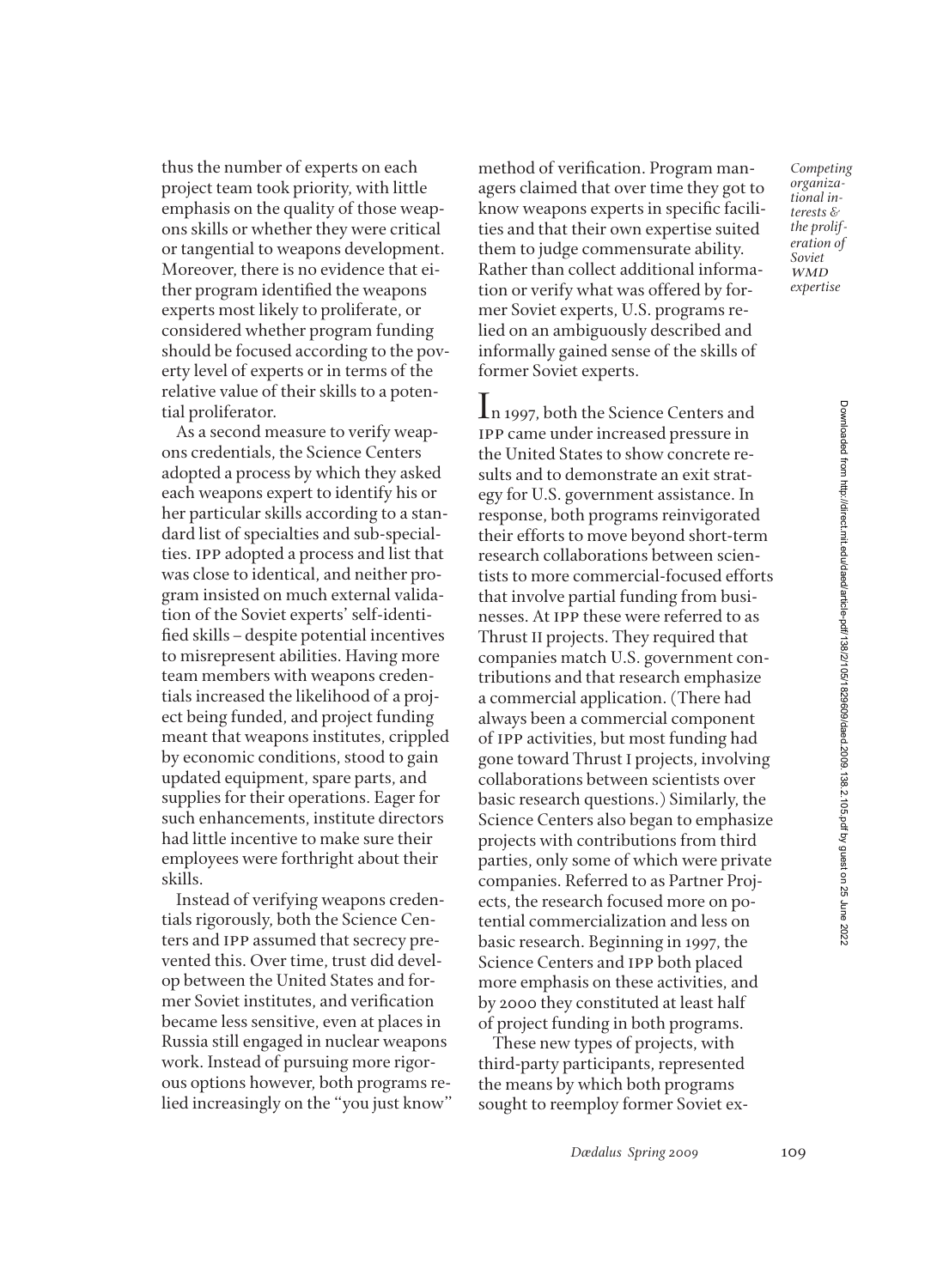thus the number of experts on each project team took priority, with little emphasis on the quality of those weapons skills or whether they were critical or tangential to weapons development. Moreover, there is no evidence that either program identified the weapons experts most likely to proliferate, or considered whether program funding should be focused according to the poverty level of experts or in terms of the relative value of their skills to a potential proliferator.

As a second measure to verify weapons credentials, the Science Centers adopted a process by which they asked each weapons expert to identify his or her particular skills according to a standard list of specialties and sub-specialties. IPP adopted a process and list that was close to identical, and neither program insisted on much external validation of the Soviet experts' self-identified skills – despite potential incentives to misrepresent abilities. Having more team members with weapons credentials increased the likelihood of a project being funded, and project funding meant that weapons institutes, crippled by economic conditions, stood to gain updated equipment, spare parts, and supplies for their operations. Eager for such enhancements, institute directors had little incentive to make sure their employees were forthright about their skills.

Instead of verifying weapons credentials rigorously, both the Science Centers and IPP assumed that secrecy prevented this. Over time, trust did develop between the United States and former Soviet institutes, and verification became less sensitive, even at places in Russia still engaged in nuclear weapons work. Instead of pursuing more rigorous options however, both programs relied increasingly on the "you just know" method of verification. Program managers claimed that over time they got to know weapons experts in specific facilities and that their own expertise suited them to judge commensurate ability. Rather than collect additional information or verify what was offered by former Soviet experts, U.S. programs relied on an ambiguously described and informally gained sense of the skills of former Soviet experts.

In 1997, both the Science Centers and IPP came under increased pressure in the United States to show concrete results and to demonstrate an exit strategy for U.S. government assistance. In response, both programs reinvigorated their efforts to move beyond short-term research collaborations between scientists to more commercial-focused efforts that involve partial funding from businesses. At IPP these were referred to as Thrust II projects. They required that companies match U.S. government contributions and that research emphasize a commercial application. (There had always been a commercial component of IPP activities, but most funding had gone toward Thrust I projects, involving collaborations between scientists over basic research questions.) Similarly, the Science Centers also began to emphasize projects with contributions from third parties, only some of which were private companies. Referred to as Partner Projects, the research focused more on potential commercialization and less on basic research. Beginning in 1997, the Science Centers and IPP both placed more emphasis on these activities, and by 2000 they constituted at least half of project funding in both programs.

These new types of projects, with third-party participants, represented the means by which both programs sought to reemploy former Soviet ex-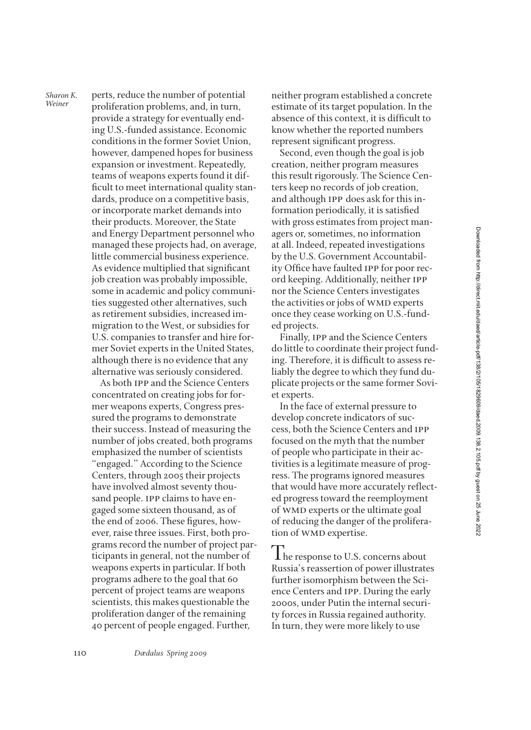perts, reduce the number of potential proliferation problems, and, in turn, provide a strategy for eventually ending U.S.-funded assistance. Economic conditions in the former Soviet Union, however, dampened hopes for business expansion or investment. Repeatedly, teams of weapons experts found it difficult to meet international quality standards, produce on a competitive basis, or incorporate market demands into their products. Moreover, the State and Energy Department personnel who managed these projects had, on average, little commercial business experience. As evidence multiplied that significant job creation was probably impossible, some in academic and policy communities suggested other alternatives, such as retirement subsidies, increased immigration to the West, or subsidies for U.S. companies to transfer and hire former Soviet experts in the United States, although there is no evidence that any alternative was seriously considered.

As both IPP and the Science Centers concentrated on creating jobs for former weapons experts, Congress pressured the programs to demonstrate their success. Instead of measuring the number of jobs created, both programs emphasized the number of scientists "engaged." According to the Science Centers, through 2005 their projects have involved almost seventy thousand people. IPP claims to have engaged some sixteen thousand, as of the end of 2006. These figures, however, raise three issues. First, both programs record the number of project participants in general, not the number of weapons experts in particular. If both programs adhere to the goal that 60 percent of project teams are weapons scientists, this makes questionable the proliferation danger of the remaining 40 percent of people engaged. Further, neither program established a concrete estimate of its target population. In the absence of this context, it is difficult to know whether the reported numbers represent significant progress.

Second, even though the goal is job creation, neither program measures this result rigorously. The Science Centers keep no records of job creation, and although IPP does ask for this information periodically, it is satisfied with gross estimates from project managers or, sometimes, no information at all. Indeed, repeated investigations by the U.S. Government Accountability Office have faulted IPP for poor record keeping. Additionally, neither IPP nor the Science Centers investigates the activities or jobs of WMD experts once they cease working on U.S.-funded projects.

Finally, IPP and the Science Centers do little to coordinate their project funding. Therefore, it is difficult to assess reliably the degree to which they fund duplicate projects or the same former Soviet experts.

In the face of external pressure to develop concrete indicators of success, both the Science Centers and IPP focused on the myth that the number of people who participate in their activities is a legitimate measure of progress. The programs ignored measures that would have more accurately reflected progress toward the reemployment of WMD experts or the ultimate goal of reducing the danger of the proliferation of WMD expertise.

The response to U.S. concerns about Russia's reassertion of power illustrates further isomorphism between the Science Centers and IPP. During the early 2000s, under Putin the internal security forces in Russia regained authority. In turn, they were more likely to use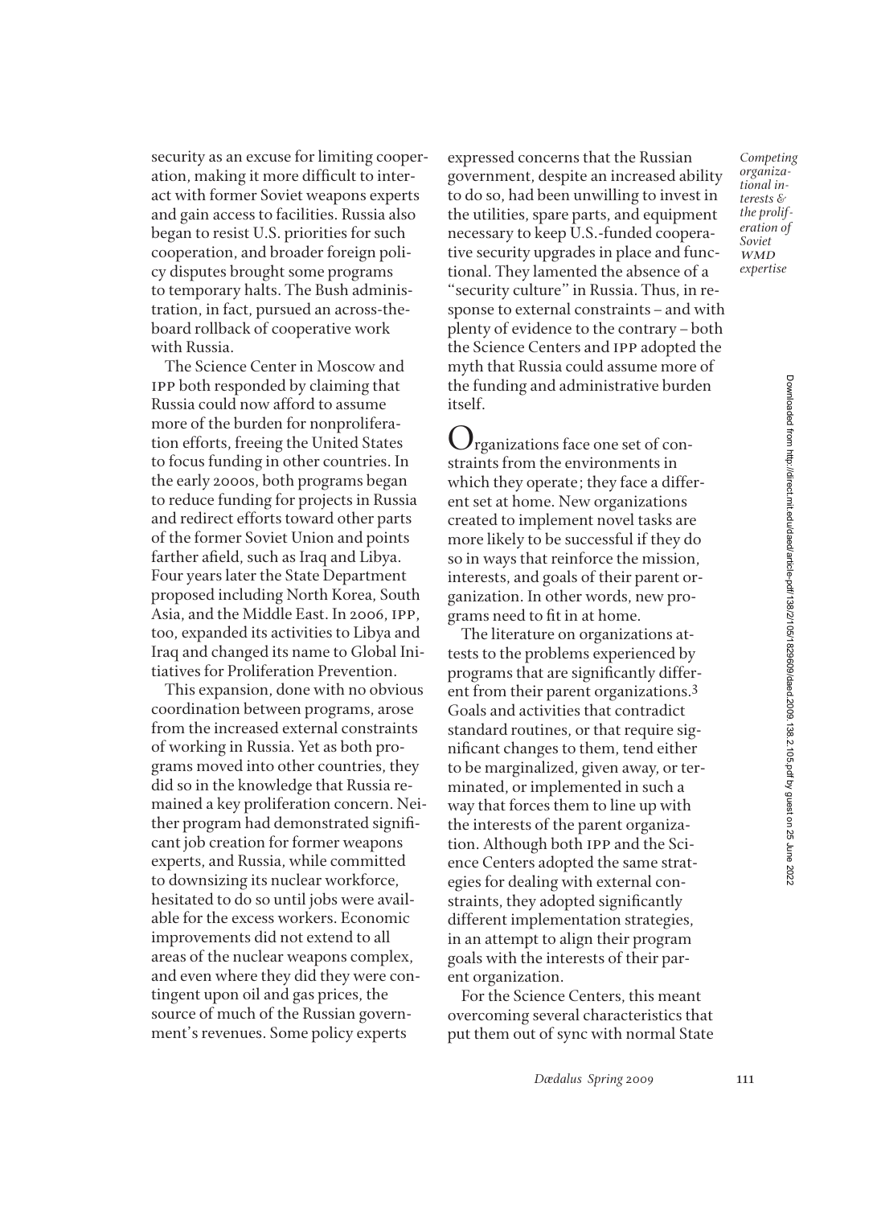security as an excuse for limiting cooperation, making it more difficult to interact with former Soviet weapons experts and gain access to facilities. Russia also began to resist U.S. priorities for such cooperation, and broader foreign policy disputes brought some programs to temporary halts. The Bush administration, in fact, pursued an across-the-board rollback of cooperative work with Russia.

The Science Center in Moscow and IPP both responded by claiming that Russia could now afford to assume more of the burden for nonproliferation efforts, freeing the United States to focus funding in other countries. In the early 2000s, both programs began to reduce funding for projects in Russia and redirect efforts toward other parts of the former Soviet Union and points farther afield, such as Iraq and Libya. Four years later the State Department proposed including North Korea, South Asia, and the Middle East. In 2006, IPP, too, expanded its activities to Libya and Iraq and changed its name to Global Initiatives for Proliferation Prevention.

This expansion, done with no obvious coordination between programs, arose from the increased external constraints of working in Russia. Yet as both programs moved into other countries, they did so in the knowledge that Russia remained a key proliferation concern. Neither program had demonstrated significant job creation for former weapons experts, and Russia, while committed to downsizing its nuclear workforce, hesitated to do so until jobs were available for the excess workers. Economic improvements did not extend to all areas of the nuclear weapons complex, and even where they did they were contingent upon oil and gas prices, the source of much of the Russian government's revenues. Some policy experts expressed concerns that the Russian government, despite an increased ability to do so, had been unwilling to invest in the utilities, spare parts, and equipment necessary to keep U.S.-funded cooperative security upgrades in place and functional. They lamented the absence of a "security culture" in Russia. Thus, in response to external constraints – and with plenty of evidence to the contrary – both the Science Centers and IPP adopted the myth that Russia could assume more of the funding and administrative burden itself.

Organizations face one set of constraints from the environments in which they operate; they face a different set at home. New organizations created to implement novel tasks are more likely to be successful if they do so in ways that reinforce the mission, interests, and goals of their parent organization. In other words, new programs need to fit in at home.

The literature on organizations attests to the problems experienced by programs that are significantly different from their parent organizations.[3] Goals and activities that contradict standard routines, or that require significant changes to them, tend either to be marginalized, given away, or terminated, or implemented in such a way that forces them to line up with the interests of the parent organization. Although both IPP and the Science Centers adopted the same strategies for dealing with external constraints, they adopted significantly different implementation strategies, in an attempt to align their program goals with the interests of their parent organization.

For the Science Centers, this meant overcoming several characteristics that put them out of sync with normal State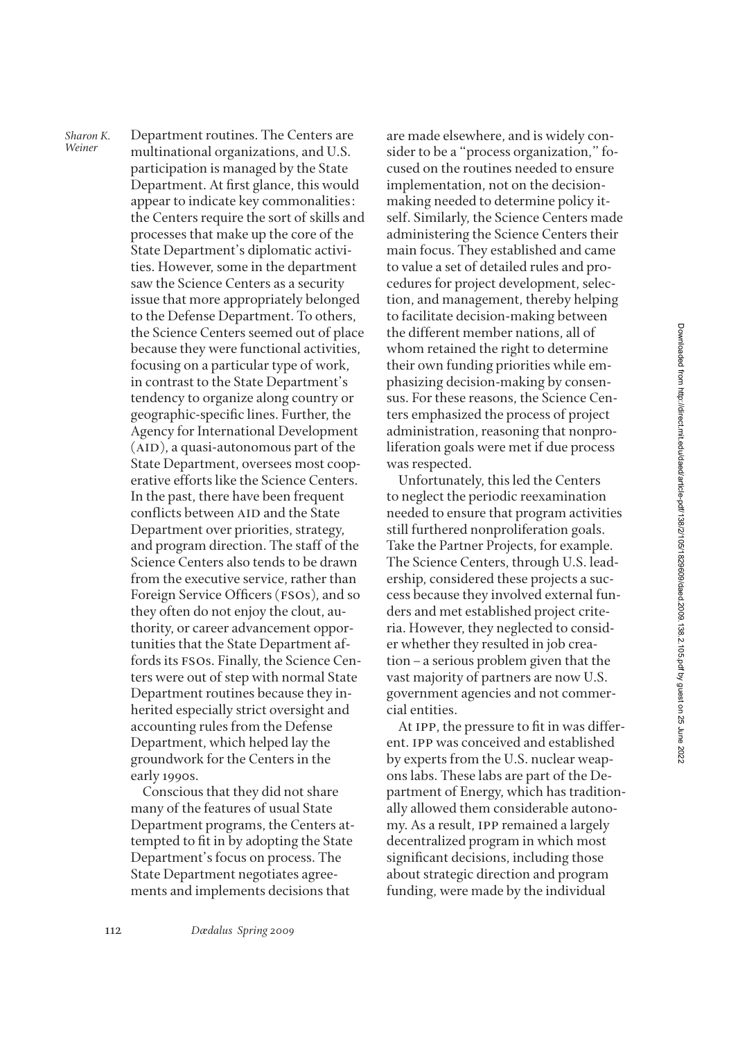Department routines. The Centers are multinational organizations, and U.S. participation is managed by the State Department. At first glance, this would appear to indicate key commonalities: the Centers require the sort of skills and processes that make up the core of the State Department's diplomatic activities. However, some in the department saw the Science Centers as a security issue that more appropriately belonged to the Defense Department. To others, the Science Centers seemed out of place because they were functional activities, focusing on a particular type of work, in contrast to the State Department's tendency to organize along country or geographic-specific lines. Further, the Agency for International Development (AID), a quasi-autonomous part of the State Department, oversees most cooperative efforts like the Science Centers. In the past, there have been frequent conflicts between AID and the State Department over priorities, strategy, and program direction. The staff of the Science Centers also tends to be drawn from the executive service, rather than Foreign Service Officers (FSOs), and so they often do not enjoy the clout, authority, or career advancement opportunities that the State Department affords its FSOs. Finally, the Science Centers were out of step with normal State Department routines because they inherited especially strict oversight and accounting rules from the Defense Department, which helped lay the groundwork for the Centers in the early 1990s.

Conscious that they did not share many of the features of usual State Department programs, the Centers attempted to fit in by adopting the State Department's focus on process. The State Department negotiates agreements and implements decisions that are made elsewhere, and is widely consider to be a "process organization," focused on the routines needed to ensure implementation, not on the decision-making needed to determine policy itself. Similarly, the Science Centers made administering the Science Centers their main focus. They established and came to value a set of detailed rules and procedures for project development, selection, and management, thereby helping to facilitate decision-making between the different member nations, all of whom retained the right to determine their own funding priorities while emphasizing decision-making by consensus. For these reasons, the Science Centers emphasized the process of project administration, reasoning that nonproliferation goals were met if due process was respected.

Unfortunately, this led the Centers to neglect the periodic reexamination needed to ensure that program activities still furthered nonproliferation goals. Take the Partner Projects, for example. The Science Centers, through U.S. leadership, considered these projects a success because they involved external funders and met established project criteria. However, they neglected to consider whether they resulted in job creation – a serious problem given that the vast majority of partners are now U.S. government agencies and not commercial entities.

At IPP, the pressure to fit in was different. IPP was conceived and established by experts from the U.S. nuclear weapons labs. These labs are part of the Department of Energy, which has traditionally allowed them considerable autonomy. As a result, IPP remained a largely decentralized program in which most significant decisions, including those about strategic direction and program funding, were made by the individual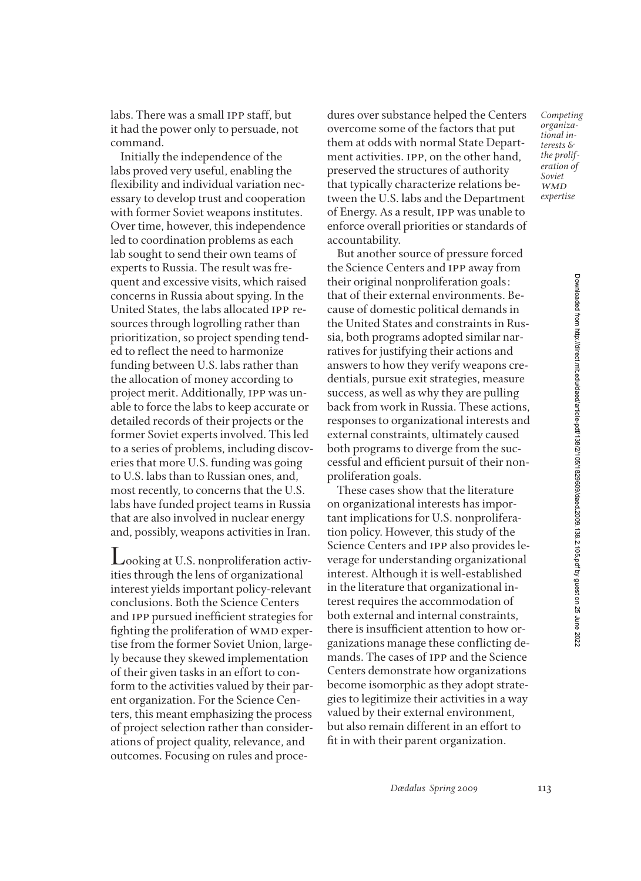labs. There was a small IPP staff, but it had the power only to persuade, not command.

Initially the independence of the labs proved very useful, enabling the flexibility and individual variation necessary to develop trust and cooperation with former Soviet weapons institutes. Over time, however, this independence led to coordination problems as each lab sought to send their own teams of experts to Russia. The result was frequent and excessive visits, which raised concerns in Russia about spying. In the United States, the labs allocated IPP resources through logrolling rather than prioritization, so project spending tended to reflect the need to harmonize funding between U.S. labs rather than the allocation of money according to project merit. Additionally, IPP was unable to force the labs to keep accurate or detailed records of their projects or the former Soviet experts involved. This led to a series of problems, including discoveries that more U.S. funding was going to U.S. labs than to Russian ones, and, most recently, to concerns that the U.S. labs have funded project teams in Russia that are also involved in nuclear energy and, possibly, weapons activities in Iran.

Looking at U.S. nonproliferation activities through the lens of organizational interest yields important policy-relevant conclusions. Both the Science Centers and IPP pursued inefficient strategies for fighting the proliferation of WMD expertise from the former Soviet Union, largely because they skewed implementation of their given tasks in an effort to conform to the activities valued by their parent organization. For the Science Centers, this meant emphasizing the process of project selection rather than considerations of project quality, relevance, and outcomes. Focusing on rules and procedures over substance helped the Centers overcome some of the factors that put them at odds with normal State Department activities. IPP, on the other hand, preserved the structures of authority that typically characterize relations between the U.S. labs and the Department of Energy. As a result, IPP was unable to enforce overall priorities or standards of accountability.

But another source of pressure forced the Science Centers and IPP away from their original nonproliferation goals: that of their external environments. Because of domestic political demands in the United States and constraints in Russia, both programs adopted similar narratives for justifying their actions and answers to how they verify weapons credentials, pursue exit strategies, measure success, as well as why they are pulling back from work in Russia. These actions, responses to organizational interests and external constraints, ultimately caused both programs to diverge from the successful and efficient pursuit of their nonproliferation goals.

These cases show that the literature on organizational interests has important implications for U.S. nonproliferation policy. However, this study of the Science Centers and IPP also provides leverage for understanding organizational interest. Although it is well-established in the literature that organizational interest requires the accommodation of both external and internal constraints, there is insufficient attention to how organizations manage these conflicting demands. The cases of IPP and the Science Centers demonstrate how organizations become isomorphic as they adopt strategies to legitimize their activities in a way valued by their external environment, but also remain different in an effort to fit in with their parent organization.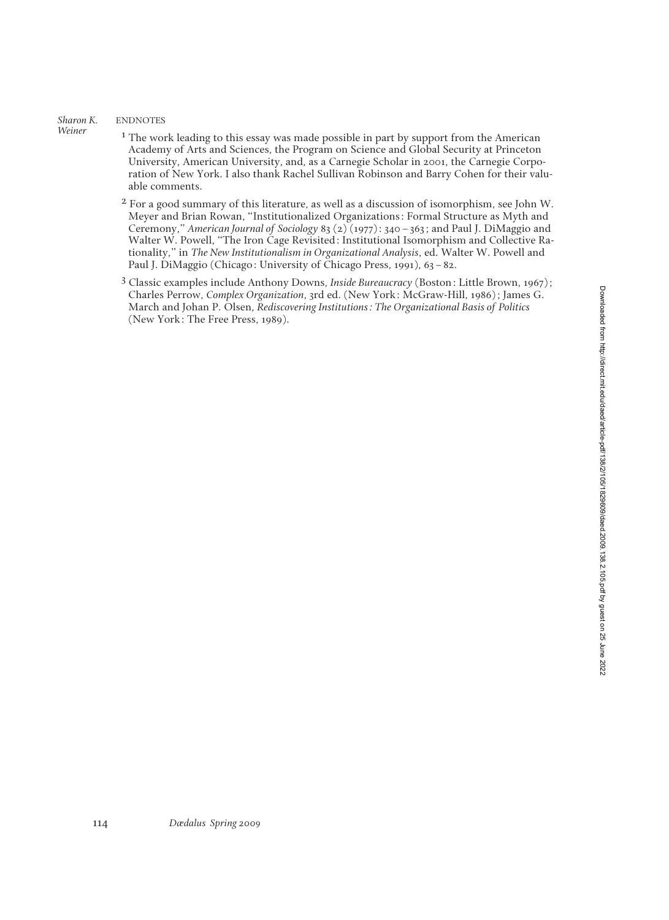## ENDNOTES

[1] The work leading to this essay was made possible in part by support from the American Academy of Arts and Sciences, the Program on Science and Global Security at Princeton University, American University, and, as a Carnegie Scholar in 2001, the Carnegie Corporation of New York. I also thank Rachel Sullivan Robinson and Barry Cohen for their valuable comments.

[2] For a good summary of this literature, as well as a discussion of isomorphism, see John W. Meyer and Brian Rowan, "Institutionalized Organizations: Formal Structure as Myth and Ceremony," *American Journal of Sociology* 83 (2) (1977): 340–363; and Paul J. DiMaggio and Walter W. Powell, "The Iron Cage Revisited: Institutional Isomorphism and Collective Rationality," in *The New Institutionalism in Organizational Analysis*, ed. Walter W. Powell and Paul J. DiMaggio (Chicago: University of Chicago Press, 1991), 63–82.

[3] Classic examples include Anthony Downs, *Inside Bureaucracy* (Boston: Little Brown, 1967); Charles Perrow, *Complex Organization*, 3rd ed. (New York: McGraw-Hill, 1986); James G. March and Johan P. Olsen, *Rediscovering Institutions: The Organizational Basis of Politics* (New York: The Free Press, 1989).